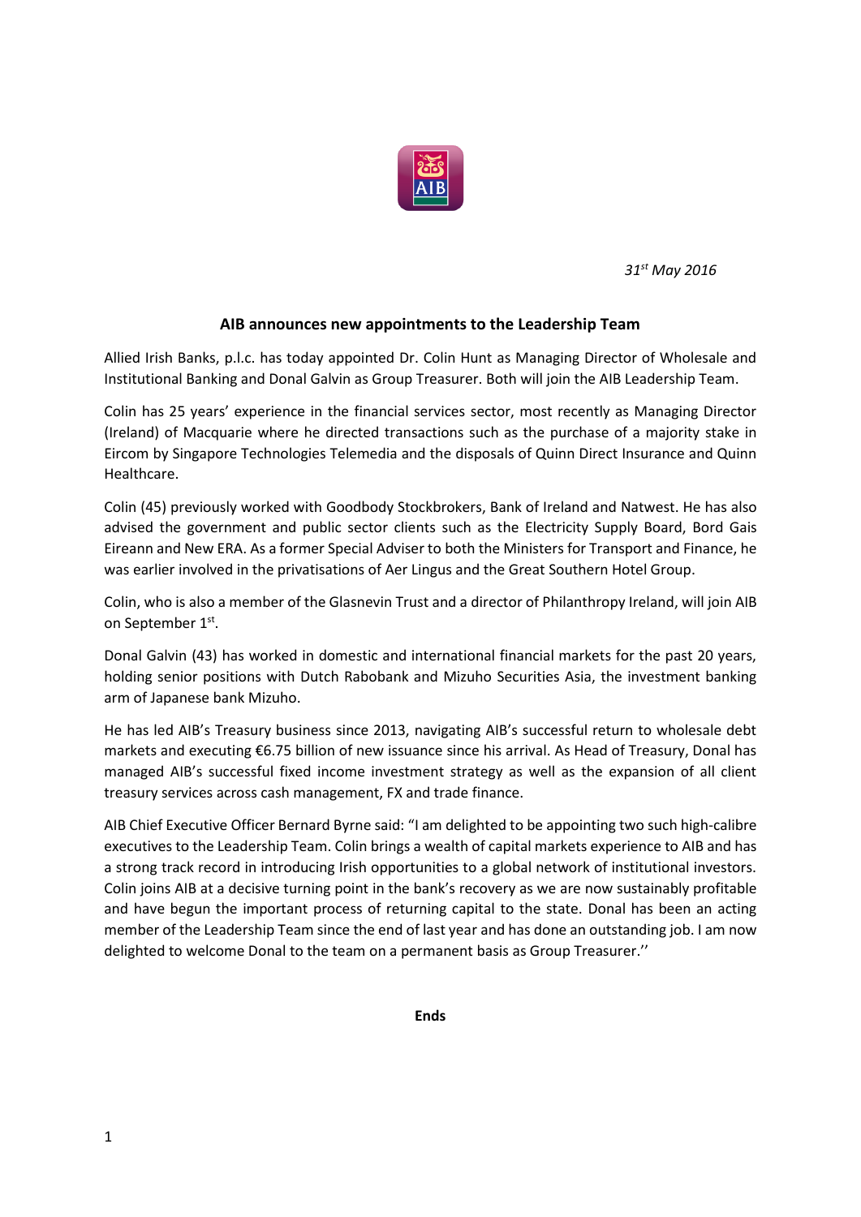*31st May 2016*

## AIB announces new appointments to the Leadership Team

Allied Irish Banks, p.l.c. has today appointed Dr. Colin Hunt as Managing Director of Wholesale and Institutional Banking and Donal Galvin as Group Treasurer. Both will join the AIB Leadership Team.

Colin has 25 years' experience in the financial services sector, most recently as Managing Director (Ireland) of Macquarie where he directed transactions such as the purchase of a majority stake in Eircom by Singapore Technologies Telemedia and the disposals of Quinn Direct Insurance and Quinn Healthcare.

Colin (45) previously worked with Goodbody Stockbrokers, Bank of Ireland and Natwest. He has also advised the government and public sector clients such as the Electricity Supply Board, Bord Gais Eireann and New ERA. As a former Special Adviser to both the Ministers for Transport and Finance, he was earlier involved in the privatisations of Aer Lingus and the Great Southern Hotel Group.

Colin, who is also a member of the Glasnevin Trust and a director of Philanthropy Ireland, will join AIB on September 1st.

Donal Galvin (43) has worked in domestic and international financial markets for the past 20 years, holding senior positions with Dutch Rabobank and Mizuho Securities Asia, the investment banking arm of Japanese bank Mizuho.

He has led AIB's Treasury business since 2013, navigating AIB's successful return to wholesale debt markets and executing €6.75 billion of new issuance since his arrival. As Head of Treasury, Donal has managed AIB's successful fixed income investment strategy as well as the expansion of all client treasury services across cash management, FX and trade finance.

AIB Chief Executive Officer Bernard Byrne said: "I am delighted to be appointing two such high-calibre executives to the Leadership Team. Colin brings a wealth of capital markets experience to AIB and has a strong track record in introducing Irish opportunities to a global network of institutional investors. Colin joins AIB at a decisive turning point in the bank's recovery as we are now sustainably profitable and have begun the important process of returning capital to the state. Donal has been an acting member of the Leadership Team since the end of last year and has done an outstanding job. I am now delighted to welcome Donal to the team on a permanent basis as Group Treasurer.''

**Ends**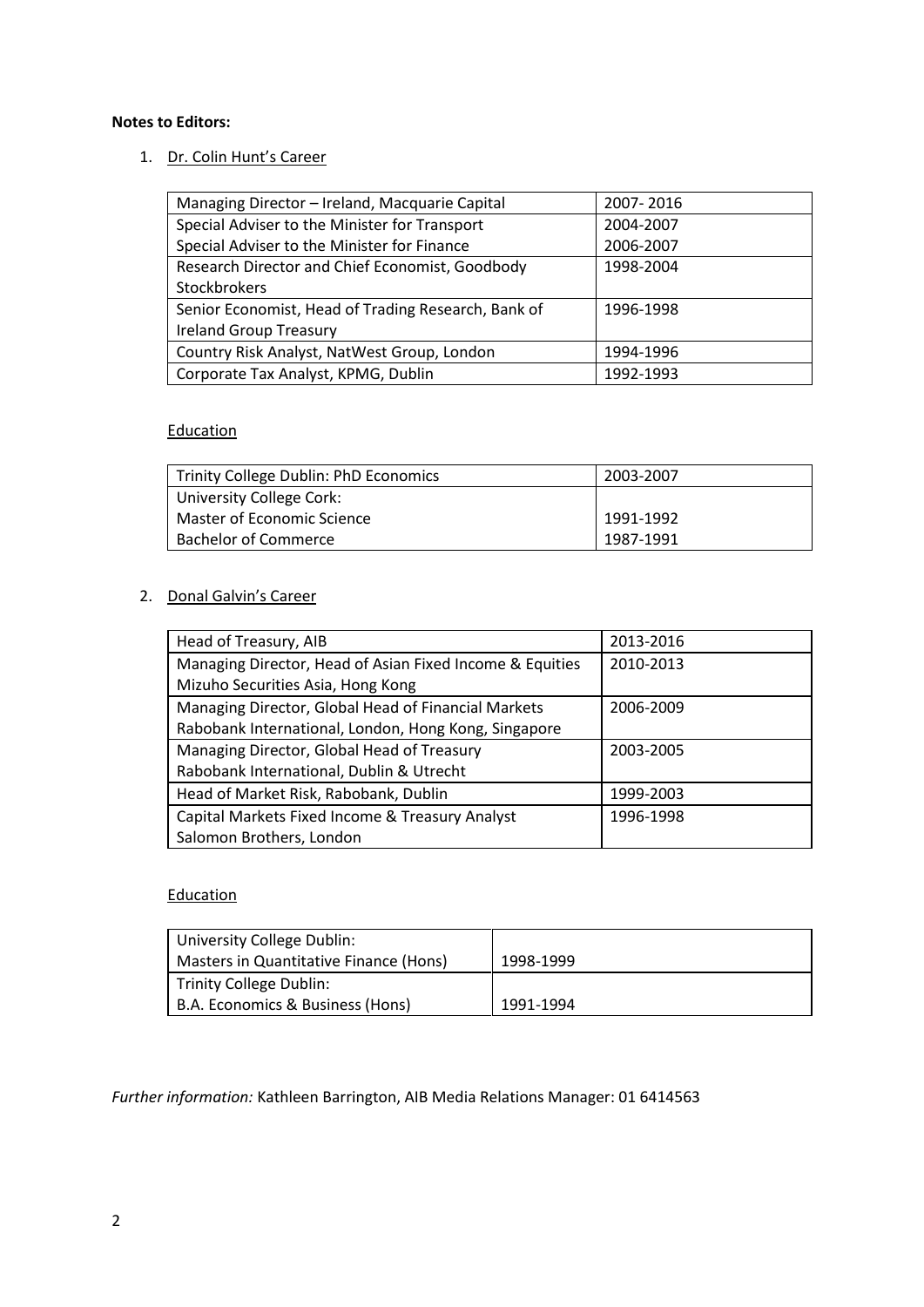**Notes to Editors:**

1. Dr. Colin Hunt's Career

| | |
|---|---|
| Managing Director – Ireland, Macquarie Capital | 2007- 2016 |
| Special Adviser to the Minister for Transport<br>Special Adviser to the Minister for Finance | 2004-2007<br>2006-2007 |
| Research Director and Chief Economist, Goodbody Stockbrokers | 1998-2004 |
| Senior Economist, Head of Trading Research, Bank of Ireland Group Treasury | 1996-1998 |
| Country Risk Analyst, NatWest Group, London | 1994-1996 |
| Corporate Tax Analyst, KPMG, Dublin | 1992-1993 |

Education

| | |
|---|---|
| Trinity College Dublin: PhD Economics | 2003-2007 |
| University College Cork:<br>Master of Economic Science<br>Bachelor of Commerce | <br>1991-1992<br>1987-1991 |

2. Donal Galvin's Career

| | |
|---|---|
| Head of Treasury, AIB | 2013-2016 |
| Managing Director, Head of Asian Fixed Income & Equities Mizuho Securities Asia, Hong Kong | 2010-2013 |
| Managing Director, Global Head of Financial Markets Rabobank International, London, Hong Kong, Singapore | 2006-2009 |
| Managing Director, Global Head of Treasury Rabobank International, Dublin & Utrecht | 2003-2005 |
| Head of Market Risk, Rabobank, Dublin | 1999-2003 |
| Capital Markets Fixed Income & Treasury Analyst Salomon Brothers, London | 1996-1998 |

Education

| | |
|---|---|
| University College Dublin:<br>Masters in Quantitative Finance (Hons) | 1998-1999 |
| Trinity College Dublin:<br>B.A. Economics & Business (Hons) | 1991-1994 |

*Further information:* Kathleen Barrington, AIB Media Relations Manager: 01 6414563